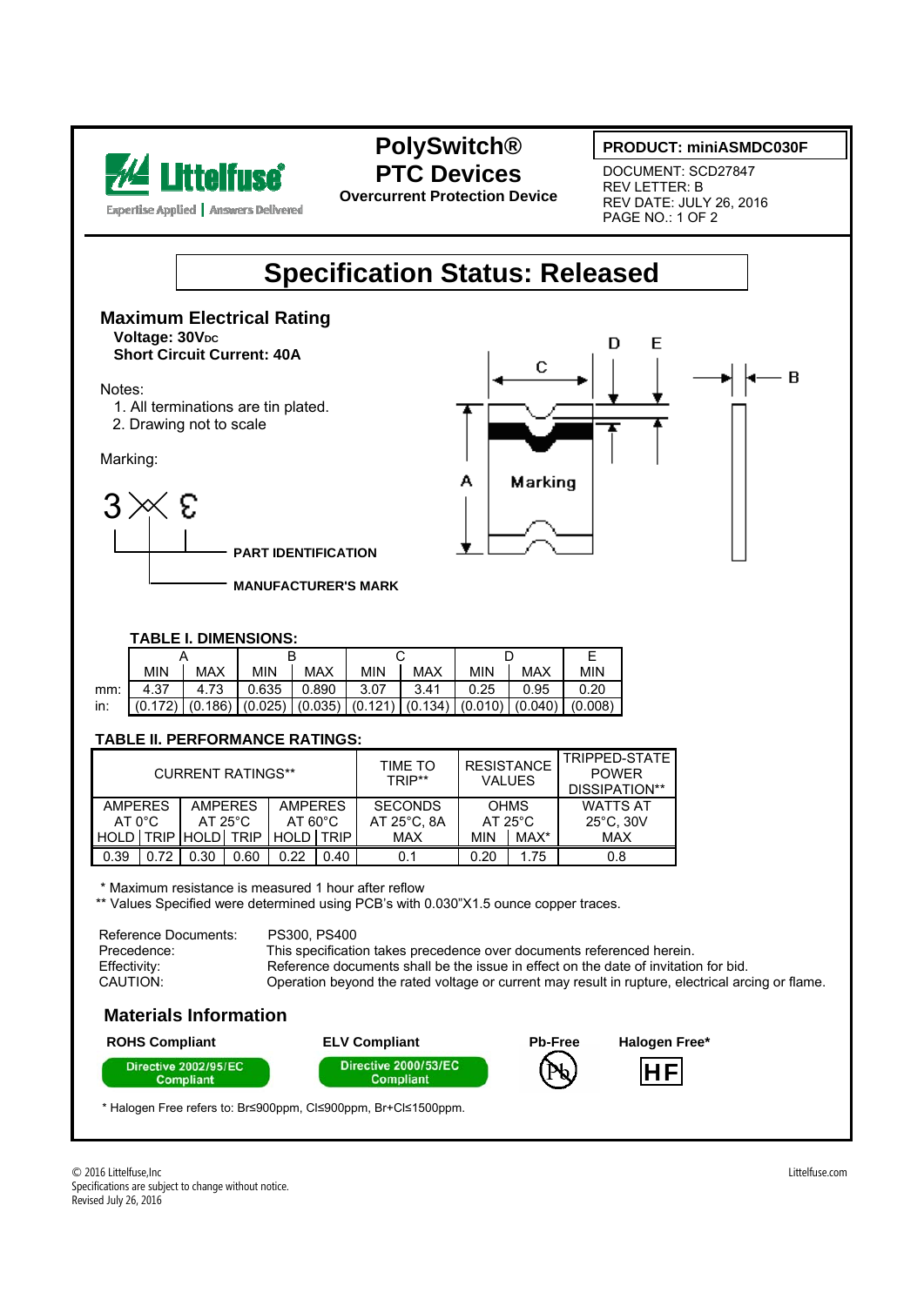# PolySwitch® PTC Devices

**Overcurrent Protection Device**

**PRODUCT: miniASMDC030F**

DOCUMENT: SCD27847
REV LETTER: B
REV DATE: JULY 26, 2016

## Specification Status: Released

### Maximum Electrical Rating

**Voltage: 30V$_{DC}$**
**Short Circuit Current: 40A**

Notes:
1. All terminations are tin plated.
2. Drawing not to scale

Marking:

3 ✕ ε

**PART IDENTIFICATION**

**MANUFACTURER'S MARK**

**TABLE I. DIMENSIONS:**

| | A | | B | | C | | D | | E |
|---|---|---|---|---|---|---|---|---|---|
| | MIN | MAX | MIN | MAX | MIN | MAX | MIN | MAX | MIN |
| mm: | 4.37 | 4.73 | 0.635 | 0.890 | 3.07 | 3.41 | 0.25 | 0.95 | 0.20 |
| in: | (0.172) | (0.186) | (0.025) | (0.035) | (0.121) | (0.134) | (0.010) | (0.040) | (0.008) |

**TABLE II. PERFORMANCE RATINGS:**

| CURRENT RATINGS** | | | | | | TIME TO TRIP** | RESISTANCE VALUES | | TRIPPED-STATE POWER DISSIPATION** |
|---|---|---|---|---|---|---|---|---|---|
| AMPERES AT 0°C | | AMPERES AT 25°C | | AMPERES AT 60°C | | SECONDS AT 25°C, 8A | OHMS AT 25°C | | WATTS AT 25°C, 30V |
| HOLD | TRIP | HOLD | TRIP | HOLD | TRIP | MAX | MIN | MAX* | MAX |
| 0.39 | 0.72 | 0.30 | 0.60 | 0.22 | 0.40 | 0.1 | 0.20 | 1.75 | 0.8 |

\* Maximum resistance is measured 1 hour after reflow
** Values Specified were determined using PCB's with 0.030"X1.5 ounce copper traces.

| | |
|---|---|
| Reference Documents: | PS300, PS400 |
| Precedence: | This specification takes precedence over documents referenced herein. |
| Effectivity: | Reference documents shall be the issue in effect on the date of invitation for bid. |
| CAUTION: | Operation beyond the rated voltage or current may result in rupture, electrical arcing or flame. |

### Materials Information

**ROHS Compliant** — Directive 2002/95/EC Compliant

**ELV Compliant** — Directive 2000/53/EC Compliant

**Pb-Free**

**Halogen Free***

\* Halogen Free refers to: Br≤900ppm, Cl≤900ppm, Br+Cl≤1500ppm.

© 2016 Littelfuse,Inc
Specifications are subject to change without notice.
Revised July 26, 2016

Littelfuse.com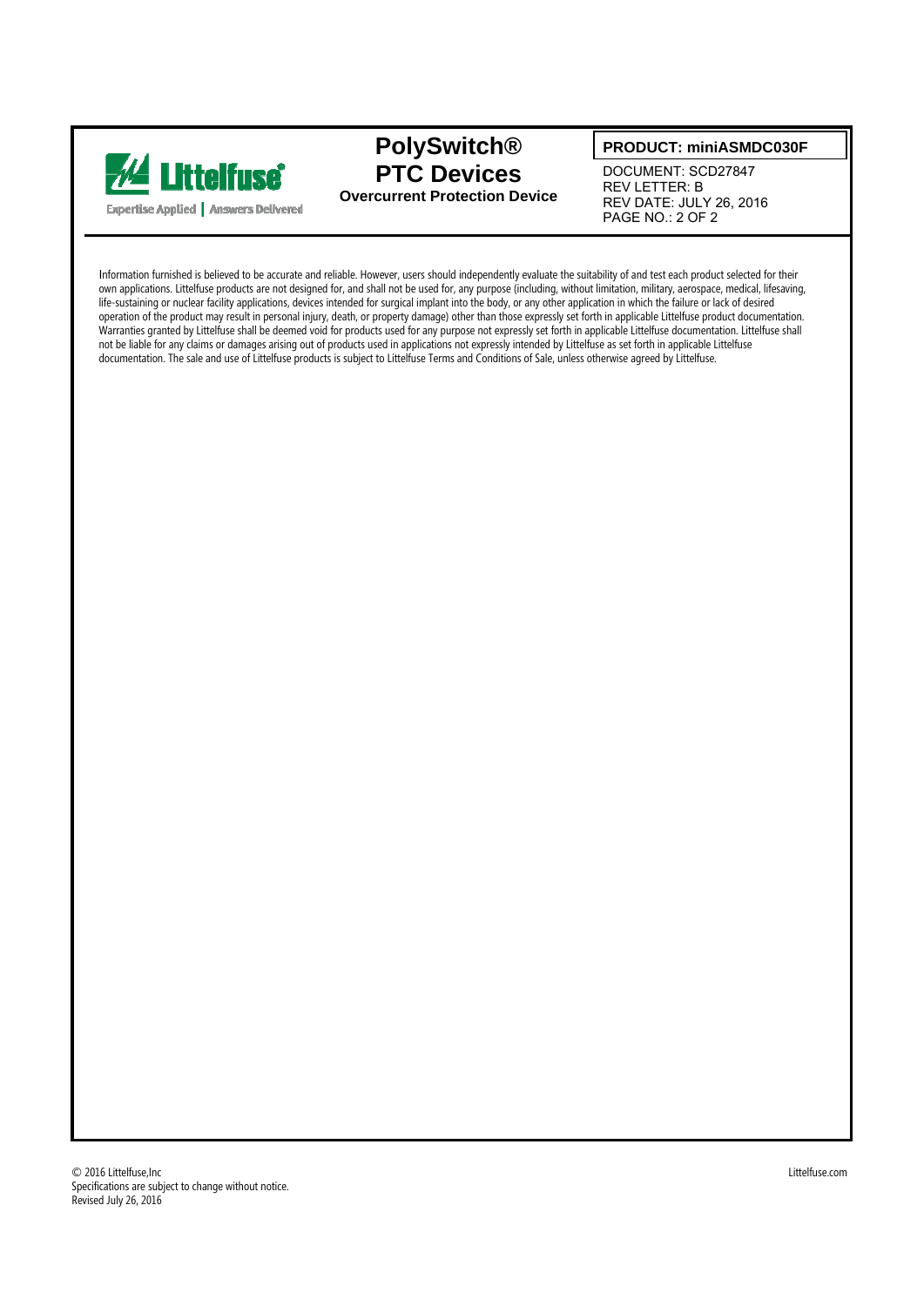Information furnished is believed to be accurate and reliable. However, users should independently evaluate the suitability of and test each product selected for their own applications. Littelfuse products are not designed for, and shall not be used for, any purpose (including, without limitation, military, aerospace, medical, lifesaving, life-sustaining or nuclear facility applications, devices intended for surgical implant into the body, or any other application in which the failure or lack of desired operation of the product may result in personal injury, death, or property damage) other than those expressly set forth in applicable Littelfuse product documentation. Warranties granted by Littelfuse shall be deemed void for products used for any purpose not expressly set forth in applicable Littelfuse documentation. Littelfuse shall not be liable for any claims or damages arising out of products used in applications not expressly intended by Littelfuse as set forth in applicable Littelfuse documentation. The sale and use of Littelfuse products is subject to Littelfuse Terms and Conditions of Sale, unless otherwise agreed by Littelfuse.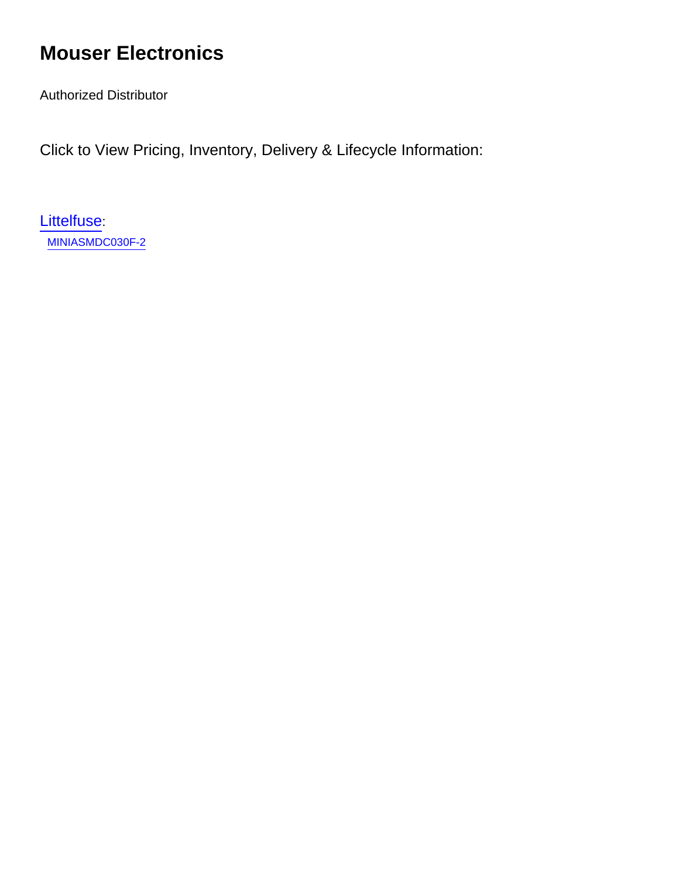# Mouser Electronics

Authorized Distributor

Click to View Pricing, Inventory, Delivery & Lifecycle Information:

Littelfuse:

MINIASMDC030F-2